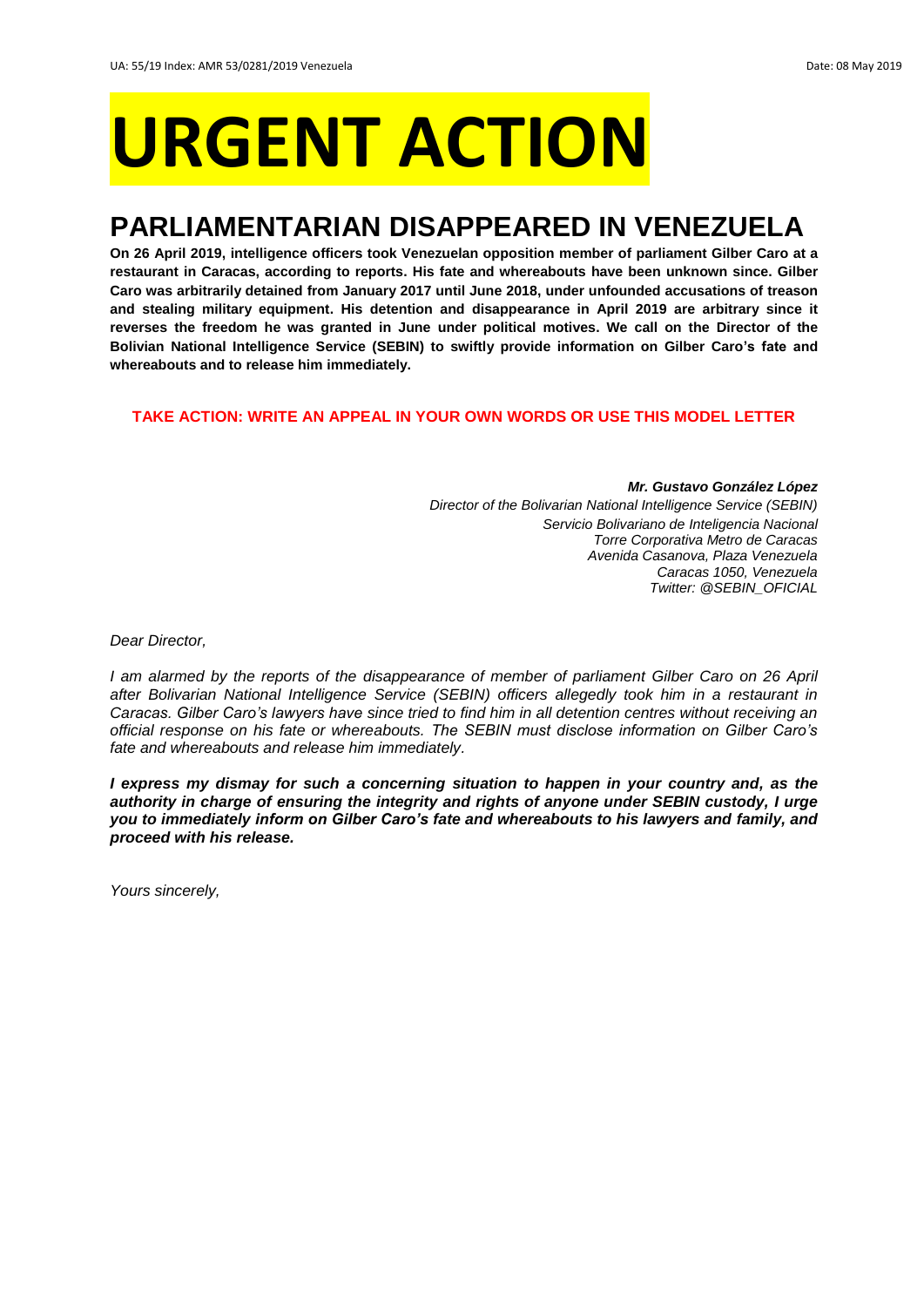UA: 55/19 Index: AMR 53/0281/2019 Venezuela Date: 08 May 2019

# URGENT ACTION

## PARLIAMENTARIAN DISAPPEARED IN VENEZUELA

**On 26 April 2019, intelligence officers took Venezuelan opposition member of parliament Gilber Caro at a restaurant in Caracas, according to reports. His fate and whereabouts have been unknown since. Gilber Caro was arbitrarily detained from January 2017 until June 2018, under unfounded accusations of treason and stealing military equipment. His detention and disappearance in April 2019 are arbitrary since it reverses the freedom he was granted in June under political motives. We call on the Director of the Bolivian National Intelligence Service (SEBIN) to swiftly provide information on Gilber Caro's fate and whereabouts and to release him immediately.**

**TAKE ACTION: WRITE AN APPEAL IN YOUR OWN WORDS OR USE THIS MODEL LETTER**

***Mr. Gustavo González López***
*Director of the Bolivarian National Intelligence Service (SEBIN)*
*Servicio Bolivariano de Inteligencia Nacional*
*Torre Corporativa Metro de Caracas*
*Avenida Casanova, Plaza Venezuela*
*Caracas 1050, Venezuela*
*Twitter: @SEBIN_OFICIAL*

*Dear Director,*

*I am alarmed by the reports of the disappearance of member of parliament Gilber Caro on 26 April after Bolivarian National Intelligence Service (SEBIN) officers allegedly took him in a restaurant in Caracas. Gilber Caro's lawyers have since tried to find him in all detention centres without receiving an official response on his fate or whereabouts. The SEBIN must disclose information on Gilber Caro's fate and whereabouts and release him immediately.*

***I express my dismay for such a concerning situation to happen in your country and, as the authority in charge of ensuring the integrity and rights of anyone under SEBIN custody, I urge you to immediately inform on Gilber Caro's fate and whereabouts to his lawyers and family, and proceed with his release.***

*Yours sincerely,*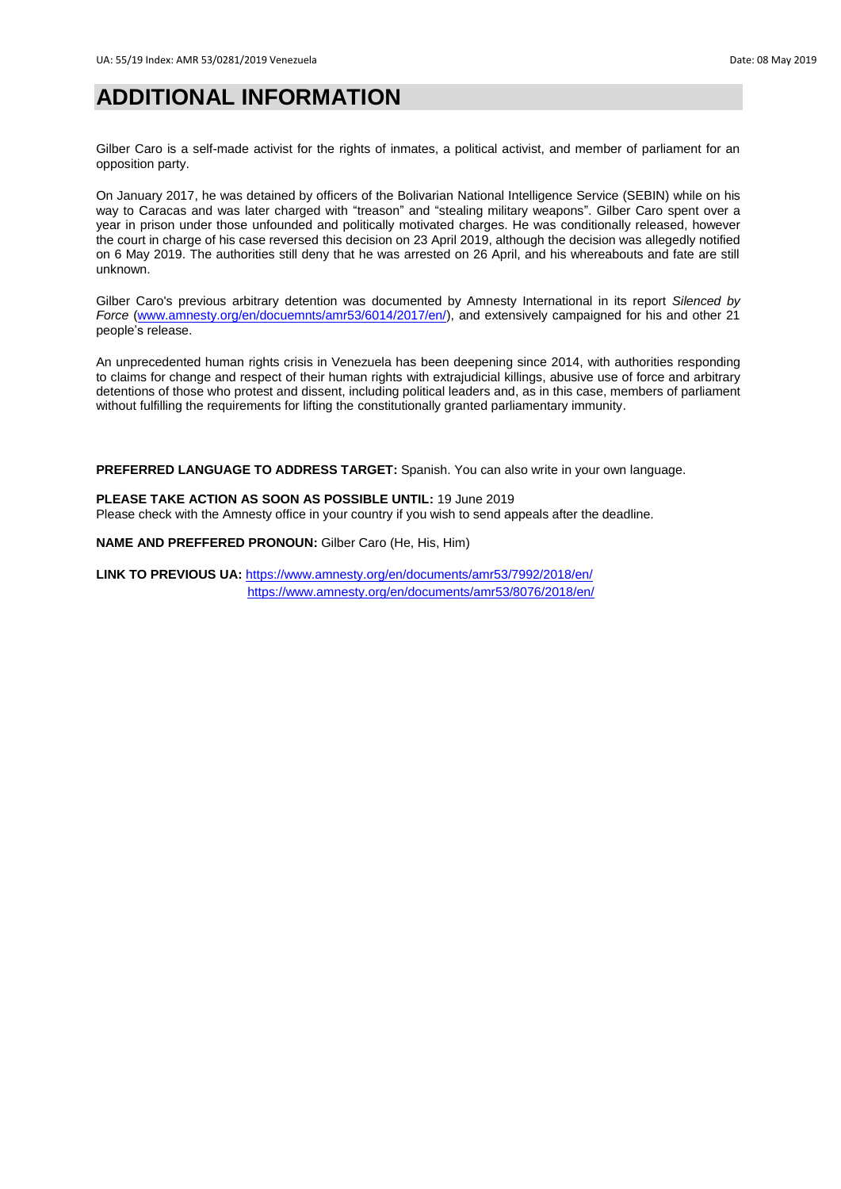# ADDITIONAL INFORMATION

Gilber Caro is a self-made activist for the rights of inmates, a political activist, and member of parliament for an opposition party.

On January 2017, he was detained by officers of the Bolivarian National Intelligence Service (SEBIN) while on his way to Caracas and was later charged with "treason" and "stealing military weapons". Gilber Caro spent over a year in prison under those unfounded and politically motivated charges. He was conditionally released, however the court in charge of his case reversed this decision on 23 April 2019, although the decision was allegedly notified on 6 May 2019. The authorities still deny that he was arrested on 26 April, and his whereabouts and fate are still unknown.

Gilber Caro's previous arbitrary detention was documented by Amnesty International in its report *Silenced by Force* (www.amnesty.org/en/docuemnts/amr53/6014/2017/en/), and extensively campaigned for his and other 21 people's release.

An unprecedented human rights crisis in Venezuela has been deepening since 2014, with authorities responding to claims for change and respect of their human rights with extrajudicial killings, abusive use of force and arbitrary detentions of those who protest and dissent, including political leaders and, as in this case, members of parliament without fulfilling the requirements for lifting the constitutionally granted parliamentary immunity.

**PREFERRED LANGUAGE TO ADDRESS TARGET:** Spanish. You can also write in your own language.

**PLEASE TAKE ACTION AS SOON AS POSSIBLE UNTIL:** 19 June 2019
Please check with the Amnesty office in your country if you wish to send appeals after the deadline.

**NAME AND PREFFERED PRONOUN:** Gilber Caro (He, His, Him)

**LINK TO PREVIOUS UA:** https://www.amnesty.org/en/documents/amr53/7992/2018/en/
https://www.amnesty.org/en/documents/amr53/8076/2018/en/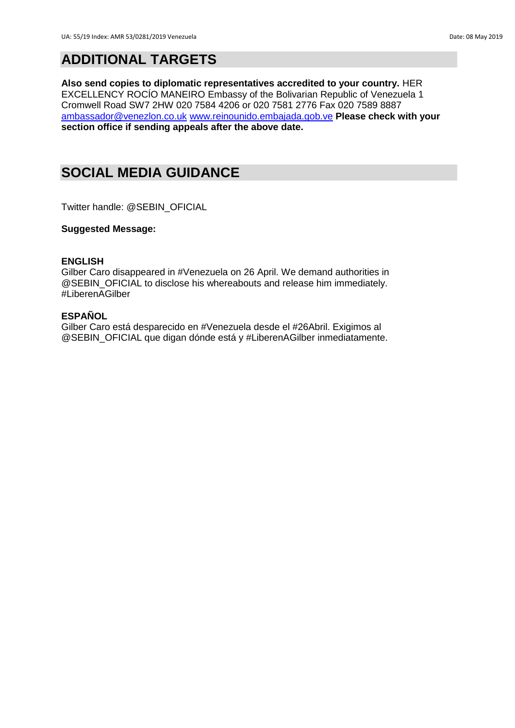## ADDITIONAL TARGETS

**Also send copies to diplomatic representatives accredited to your country.** HER EXCELLENCY ROCÍO MANEIRO Embassy of the Bolivarian Republic of Venezuela 1 Cromwell Road SW7 2HW 020 7584 4206 or 020 7581 2776 Fax 020 7589 8887 ambassador@venezlon.co.uk www.reinounido.embajada.gob.ve **Please check with your section office if sending appeals after the above date.**

## SOCIAL MEDIA GUIDANCE

Twitter handle: @SEBIN_OFICIAL

**Suggested Message:**

**ENGLISH**
Gilber Caro disappeared in #Venezuela on 26 April. We demand authorities in @SEBIN_OFICIAL to disclose his whereabouts and release him immediately. #LiberenAGilber

**ESPAÑOL**
Gilber Caro está desparecido en #Venezuela desde el #26Abril. Exigimos al @SEBIN_OFICIAL que digan dónde está y #LiberenAGilber inmediatamente.